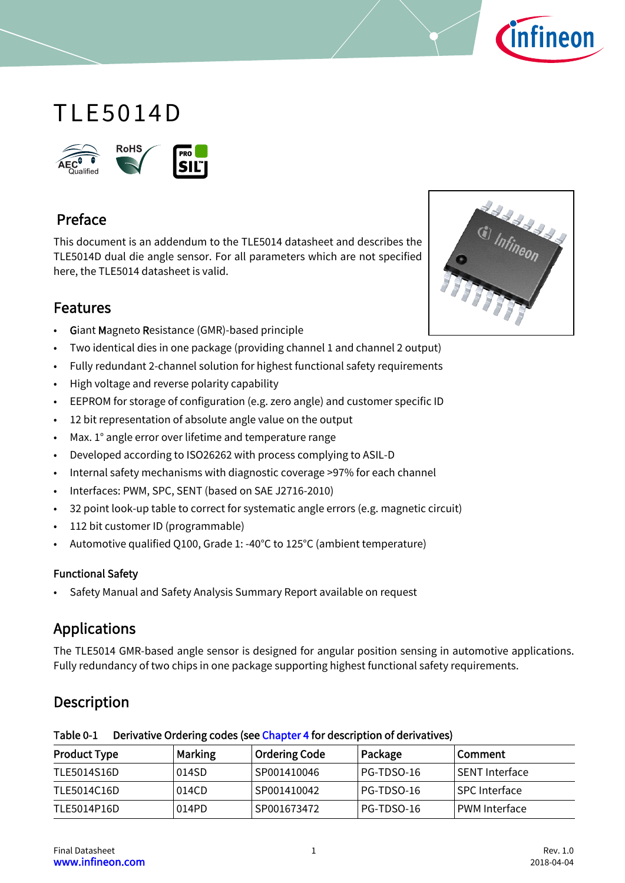# TLE5014D

## Preface

This document is an addendum to the TLE5014 datasheet and describes the TLE5014D dual die angle sensor. For all parameters which are not specified here, the TLE5014 datasheet is valid.

## Features

- **G**iant **M**agneto **R**esistance (GMR)-based principle
- Two identical dies in one package (providing channel 1 and channel 2 output)
- Fully redundant 2-channel solution for highest functional safety requirements
- High voltage and reverse polarity capability
- EEPROM for storage of configuration (e.g. zero angle) and customer specific ID
- 12 bit representation of absolute angle value on the output
- Max. 1° angle error over lifetime and temperature range
- Developed according to ISO26262 with process complying to ASIL-D
- Internal safety mechanisms with diagnostic coverage >97% for each channel
- Interfaces: PWM, SPC, SENT (based on SAE J2716-2010)
- 32 point look-up table to correct for systematic angle errors (e.g. magnetic circuit)
- 112 bit customer ID (programmable)
- Automotive qualified Q100, Grade 1: -40°C to 125°C (ambient temperature)

### Functional Safety

- Safety Manual and Safety Analysis Summary Report available on request

## Applications

The TLE5014 GMR-based angle sensor is designed for angular position sensing in automotive applications. Fully redundancy of two chips in one package supporting highest functional safety requirements.

## Description

Table 0-1 Derivative Ordering codes (see Chapter 4 for description of derivatives)

| Product Type | Marking | Ordering Code | Package | Comment |
|---|---|---|---|---|
| TLE5014S16D | 014SD | SP001410046 | PG-TDSO-16 | SENT Interface |
| TLE5014C16D | 014CD | SP001410042 | PG-TDSO-16 | SPC Interface |
| TLE5014P16D | 014PD | SP001673472 | PG-TDSO-16 | PWM Interface |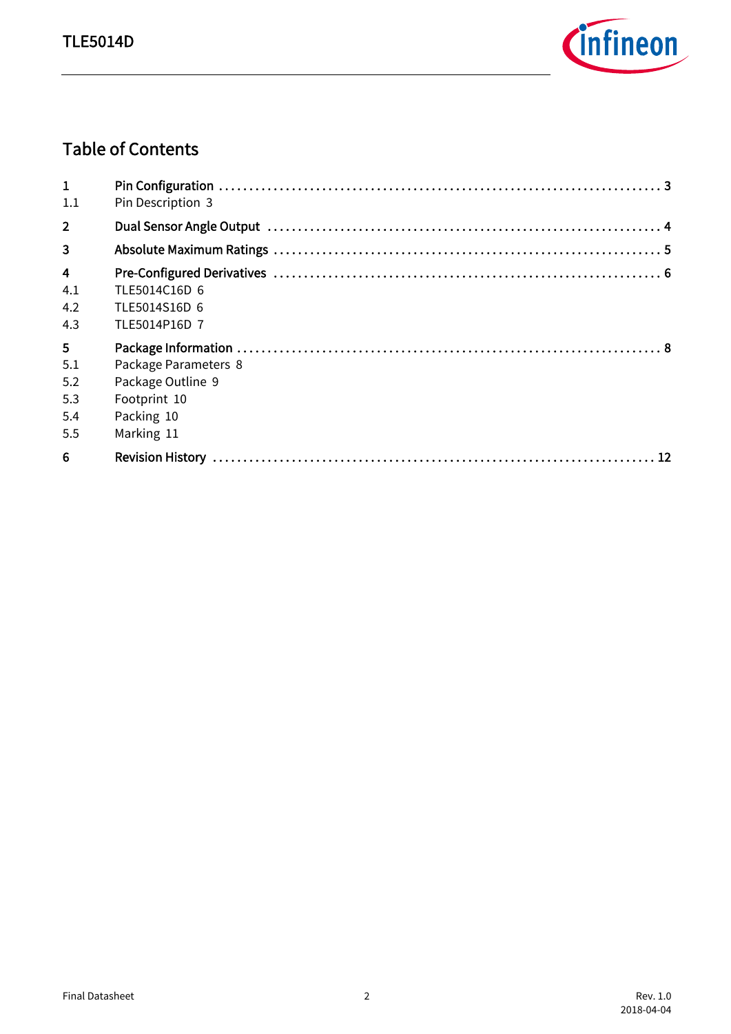# Table of Contents

| | | |
|---|---|---|
| **1** | **Pin Configuration** | **3** |
| 1.1 | Pin Description | 3 |
| **2** | **Dual Sensor Angle Output** | **4** |
| **3** | **Absolute Maximum Ratings** | **5** |
| **4** | **Pre-Configured Derivatives** | **6** |
| 4.1 | TLE5014C16D | 6 |
| 4.2 | TLE5014S16D | 6 |
| 4.3 | TLE5014P16D | 7 |
| **5** | **Package Information** | **8** |
| 5.1 | Package Parameters | 8 |
| 5.2 | Package Outline | 9 |
| 5.3 | Footprint | 10 |
| 5.4 | Packing | 10 |
| 5.5 | Marking | 11 |
| **6** | **Revision History** | **12** |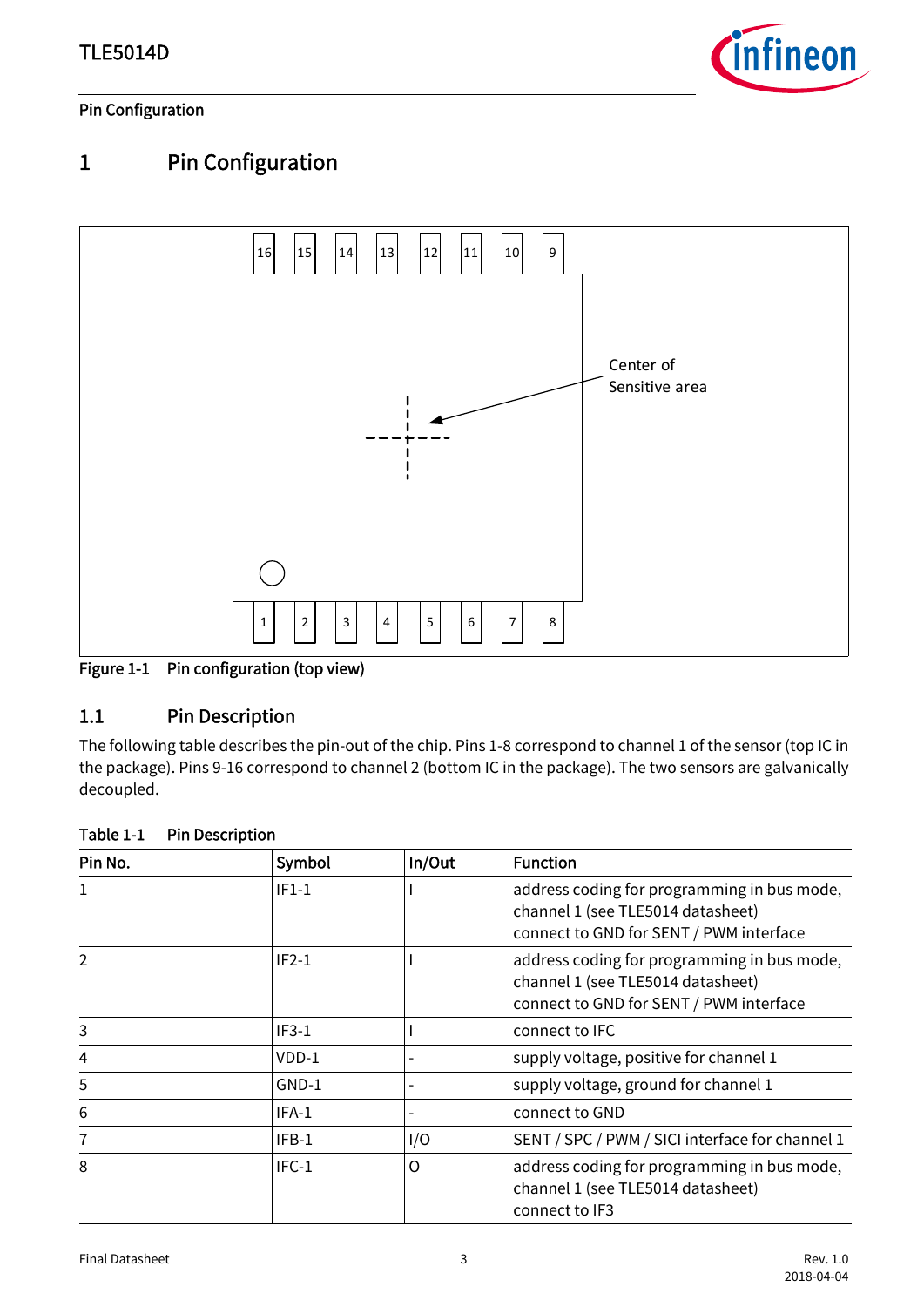# 1 Pin Configuration

Figure 1-1 Pin configuration (top view)

## 1.1 Pin Description

The following table describes the pin-out of the chip. Pins 1-8 correspond to channel 1 of the sensor (top IC in the package). Pins 9-16 correspond to channel 2 (bottom IC in the package). The two sensors are galvanically decoupled.

Table 1-1 Pin Description

| Pin No. | Symbol | In/Out | Function |
|---|---|---|---|
| 1 | IF1-1 | I | address coding for programming in bus mode, channel 1 (see TLE5014 datasheet) connect to GND for SENT / PWM interface |
| 2 | IF2-1 | I | address coding for programming in bus mode, channel 1 (see TLE5014 datasheet) connect to GND for SENT / PWM interface |
| 3 | IF3-1 | I | connect to IFC |
| 4 | VDD-1 | - | supply voltage, positive for channel 1 |
| 5 | GND-1 | - | supply voltage, ground for channel 1 |
| 6 | IFA-1 | - | connect to GND |
| 7 | IFB-1 | I/O | SENT / SPC / PWM / SICI interface for channel 1 |
| 8 | IFC-1 | O | address coding for programming in bus mode, channel 1 (see TLE5014 datasheet) connect to IF3 |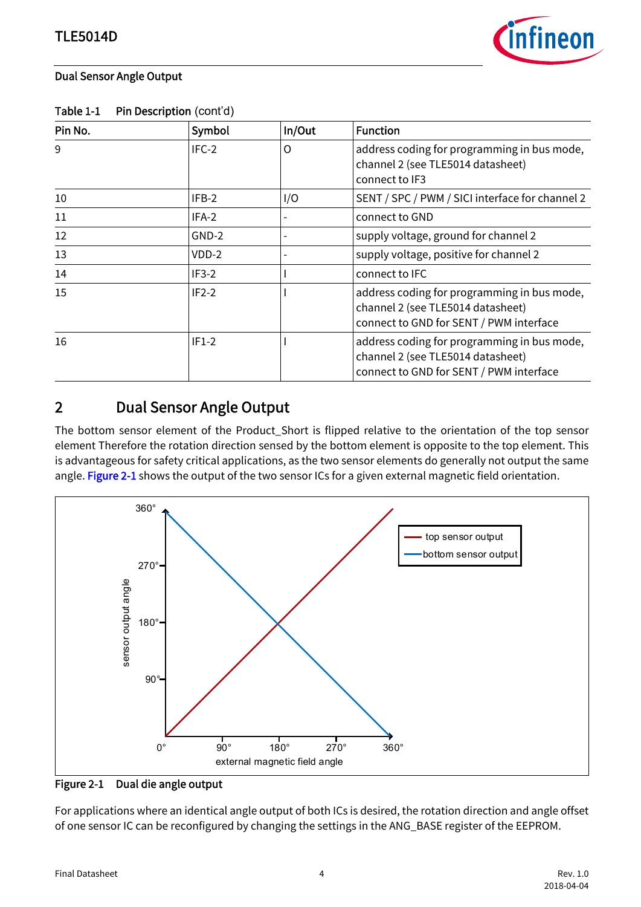Table 1-1 Pin Description (cont'd)

| Pin No. | Symbol | In/Out | Function |
|---|---|---|---|
| 9 | IFC-2 | O | address coding for programming in bus mode, channel 2 (see TLE5014 datasheet) connect to IF3 |
| 10 | IFB-2 | I/O | SENT / SPC / PWM / SICI interface for channel 2 |
| 11 | IFA-2 | - | connect to GND |
| 12 | GND-2 | - | supply voltage, ground for channel 2 |
| 13 | VDD-2 | - | supply voltage, positive for channel 2 |
| 14 | IF3-2 | I | connect to IFC |
| 15 | IF2-2 | I | address coding for programming in bus mode, channel 2 (see TLE5014 datasheet) connect to GND for SENT / PWM interface |
| 16 | IF1-2 | I | address coding for programming in bus mode, channel 2 (see TLE5014 datasheet) connect to GND for SENT / PWM interface |

## 2 Dual Sensor Angle Output

The bottom sensor element of the Product_Short is flipped relative to the orientation of the top sensor element Therefore the rotation direction sensed by the bottom element is opposite to the top element. This is advantageous for safety critical applications, as the two sensor elements do generally not output the same angle. Figure 2-1 shows the output of the two sensor ICs for a given external magnetic field orientation.

Figure 2-1 Dual die angle output

For applications where an identical angle output of both ICs is desired, the rotation direction and angle offset of one sensor IC can be reconfigured by changing the settings in the ANG_BASE register of the EEPROM.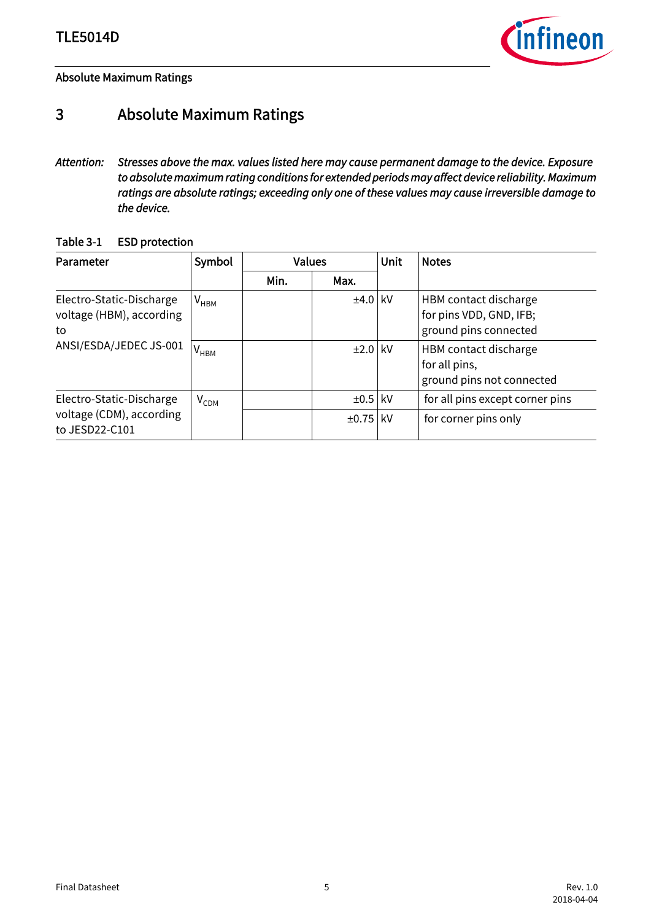# 3 Absolute Maximum Ratings

*Attention: Stresses above the max. values listed here may cause permanent damage to the device. Exposure to absolute maximum rating conditions for extended periods may affect device reliability. Maximum ratings are absolute ratings; exceeding only one of these values may cause irreversible damage to the device.*

Table 3-1 ESD protection

| Parameter | Symbol | Values | | Unit | Notes |
|---|---|---|---|---|---|
| | | Min. | Max. | | |
| Electro-Static-Discharge voltage (HBM), according to ANSI/ESDA/JEDEC JS-001 | $V_{HBM}$ | | ±4.0 | kV | HBM contact discharge for pins VDD, GND, IFB; ground pins connected |
| | $V_{HBM}$ | | ±2.0 | kV | HBM contact discharge for all pins, ground pins not connected |
| Electro-Static-Discharge voltage (CDM), according to JESD22-C101 | $V_{CDM}$ | | ±0.5 | kV | for all pins except corner pins |
| | | | ±0.75 | kV | for corner pins only |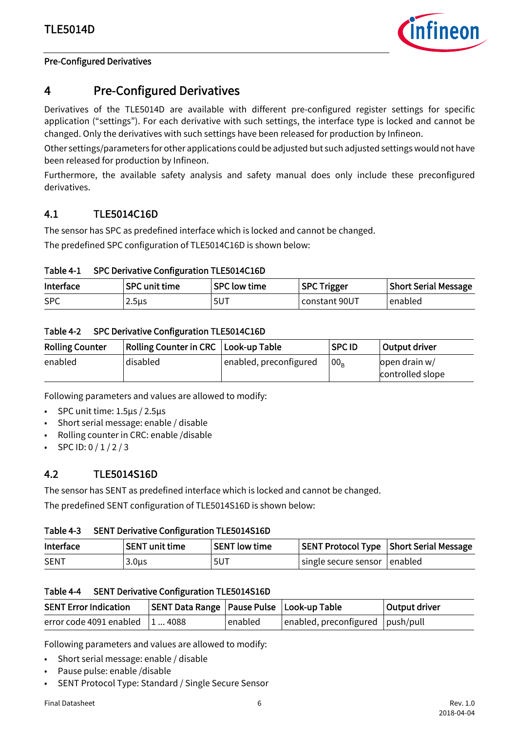# 4 Pre-Configured Derivatives

Derivatives of the TLE5014D are available with different pre-configured register settings for specific application ("settings"). For each derivative with such settings, the interface type is locked and cannot be changed. Only the derivatives with such settings have been released for production by Infineon.

Other settings/parameters for other applications could be adjusted but such adjusted settings would not have been released for production by Infineon.

Furthermore, the available safety analysis and safety manual does only include these preconfigured derivatives.

## 4.1 TLE5014C16D

The sensor has SPC as predefined interface which is locked and cannot be changed.

The predefined SPC configuration of TLE5014C16D is shown below:

**Table 4-1 SPC Derivative Configuration TLE5014C16D**

| Interface | SPC unit time | SPC low time | SPC Trigger | Short Serial Message |
|---|---|---|---|---|
| SPC | 2.5µs | 5UT | constant 90UT | enabled |

**Table 4-2 SPC Derivative Configuration TLE5014C16D**

| Rolling Counter | Rolling Counter in CRC | Look-up Table | SPC ID | Output driver |
|---|---|---|---|---|
| enabled | disabled | enabled, preconfigured | $00_B$ | open drain w/ controlled slope |

Following parameters and values are allowed to modify:

- SPC unit time: 1.5µs / 2.5µs
- Short serial message: enable / disable
- Rolling counter in CRC: enable /disable
- SPC ID: 0 / 1 / 2 / 3

## 4.2 TLE5014S16D

The sensor has SENT as predefined interface which is locked and cannot be changed.

The predefined SENT configuration of TLE5014S16D is shown below:

**Table 4-3 SENT Derivative Configuration TLE5014S16D**

| Interface | SENT unit time | SENT low time | SENT Protocol Type | Short Serial Message |
|---|---|---|---|---|
| SENT | 3.0µs | 5UT | single secure sensor | enabled |

**Table 4-4 SENT Derivative Configuration TLE5014S16D**

| SENT Error Indication | SENT Data Range | Pause Pulse | Look-up Table | Output driver |
|---|---|---|---|---|
| error code 4091 enabled | 1 ... 4088 | enabled | enabled, preconfigured | push/pull |

Following parameters and values are allowed to modify:

- Short serial message: enable / disable
- Pause pulse: enable /disable
- SENT Protocol Type: Standard / Single Secure Sensor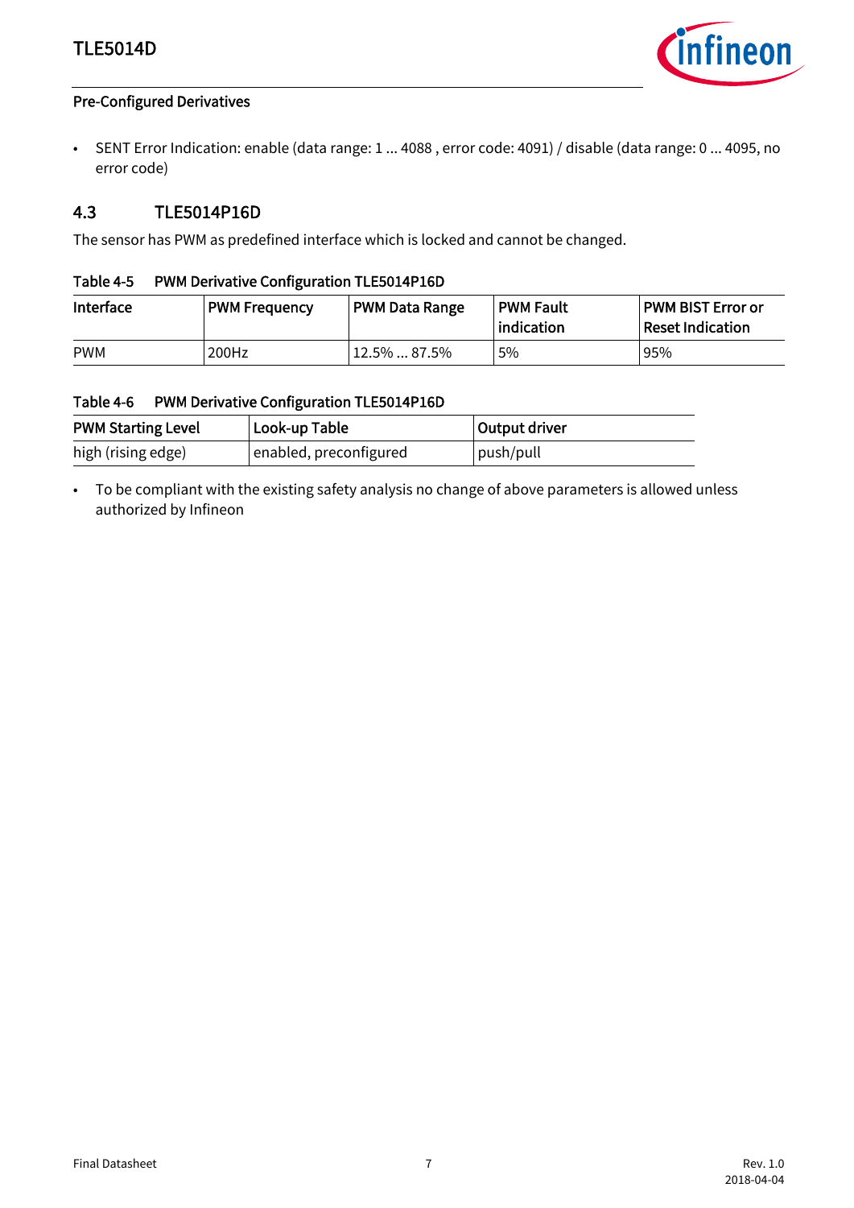- SENT Error Indication: enable (data range: 1 ... 4088 , error code: 4091) / disable (data range: 0 ... 4095, no error code)

## 4.3 TLE5014P16D

The sensor has PWM as predefined interface which is locked and cannot be changed.

**Table 4-5 PWM Derivative Configuration TLE5014P16D**

| Interface | PWM Frequency | PWM Data Range | PWM Fault indication | PWM BIST Error or Reset Indication |
|---|---|---|---|---|
| PWM | 200Hz | 12.5% ... 87.5% | 5% | 95% |

**Table 4-6 PWM Derivative Configuration TLE5014P16D**

| PWM Starting Level | Look-up Table | Output driver |
|---|---|---|
| high (rising edge) | enabled, preconfigured | push/pull |

- To be compliant with the existing safety analysis no change of above parameters is allowed unless authorized by Infineon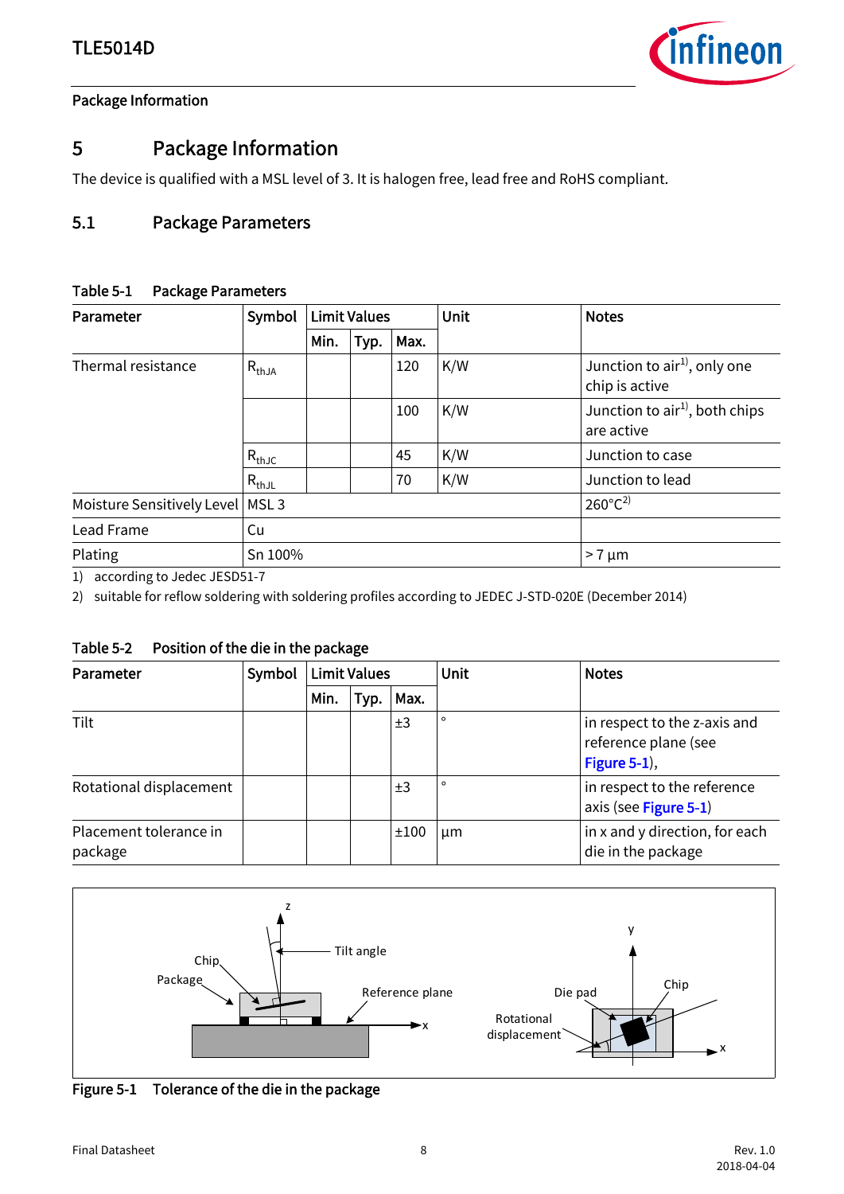# 5 Package Information

The device is qualified with a MSL level of 3. It is halogen free, lead free and RoHS compliant.

## 5.1 Package Parameters

Table 5-1 Package Parameters

| Parameter | Symbol | Limit Values | | | Unit | Notes |
|---|---|---|---|---|---|---|
| | | Min. | Typ. | Max. | | |
| Thermal resistance | $R_{thJA}$ | | | 120 | K/W | Junction to air[1], only one chip is active |
| | | | | 100 | K/W | Junction to air[1], both chips are active |
| | $R_{thJC}$ | | | 45 | K/W | Junction to case |
| | $R_{thJL}$ | | | 70 | K/W | Junction to lead |
| Moisture Sensitively Level | MSL 3 | | | | | 260°C[2] |
| Lead Frame | Cu | | | | | |
| Plating | Sn 100% | | | | | > 7 µm |

1) according to Jedec JESD51-7

2) suitable for reflow soldering with soldering profiles according to JEDEC J-STD-020E (December 2014)

Table 5-2 Position of the die in the package

| Parameter | Symbol | Limit Values | | | Unit | Notes |
|---|---|---|---|---|---|---|
| | | Min. | Typ. | Max. | | |
| Tilt | | | | ±3 | ° | in respect to the z-axis and reference plane (see Figure 5-1), |
| Rotational displacement | | | | ±3 | ° | in respect to the reference axis (see Figure 5-1) |
| Placement tolerance in package | | | | ±100 | µm | in x and y direction, for each die in the package |

Figure 5-1 Tolerance of the die in the package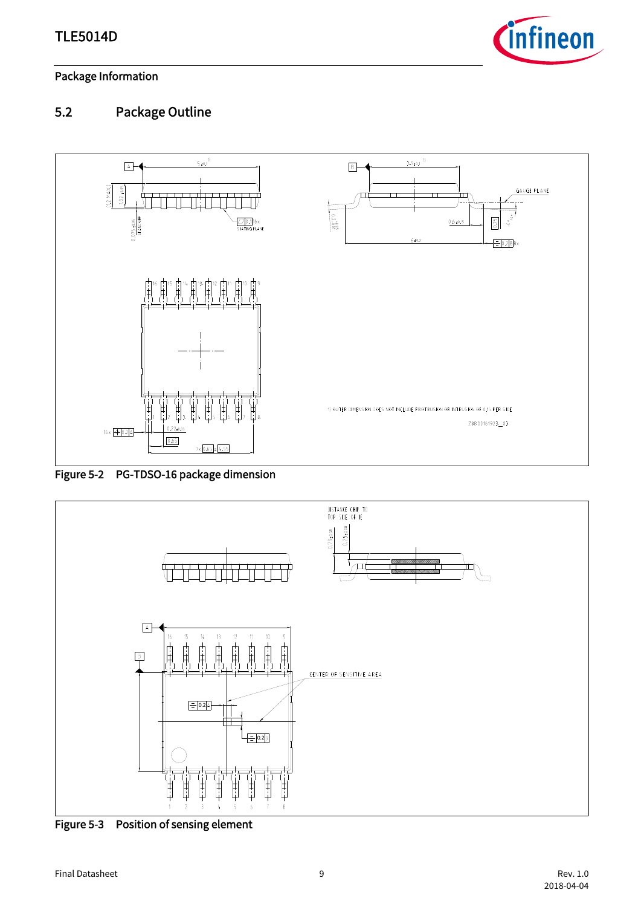## 5.2 Package Outline

Figure 5-2 PG-TDSO-16 package dimension

Figure 5-3 Position of sensing element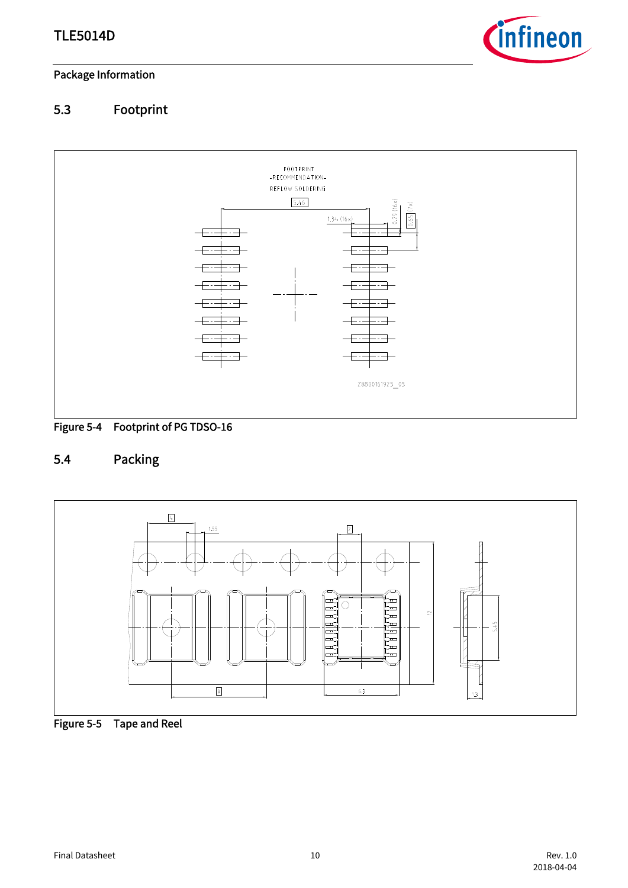Package Information

## 5.3 Footprint

Figure 5-4 Footprint of PG TDSO-16

## 5.4 Packing

Figure 5-5 Tape and Reel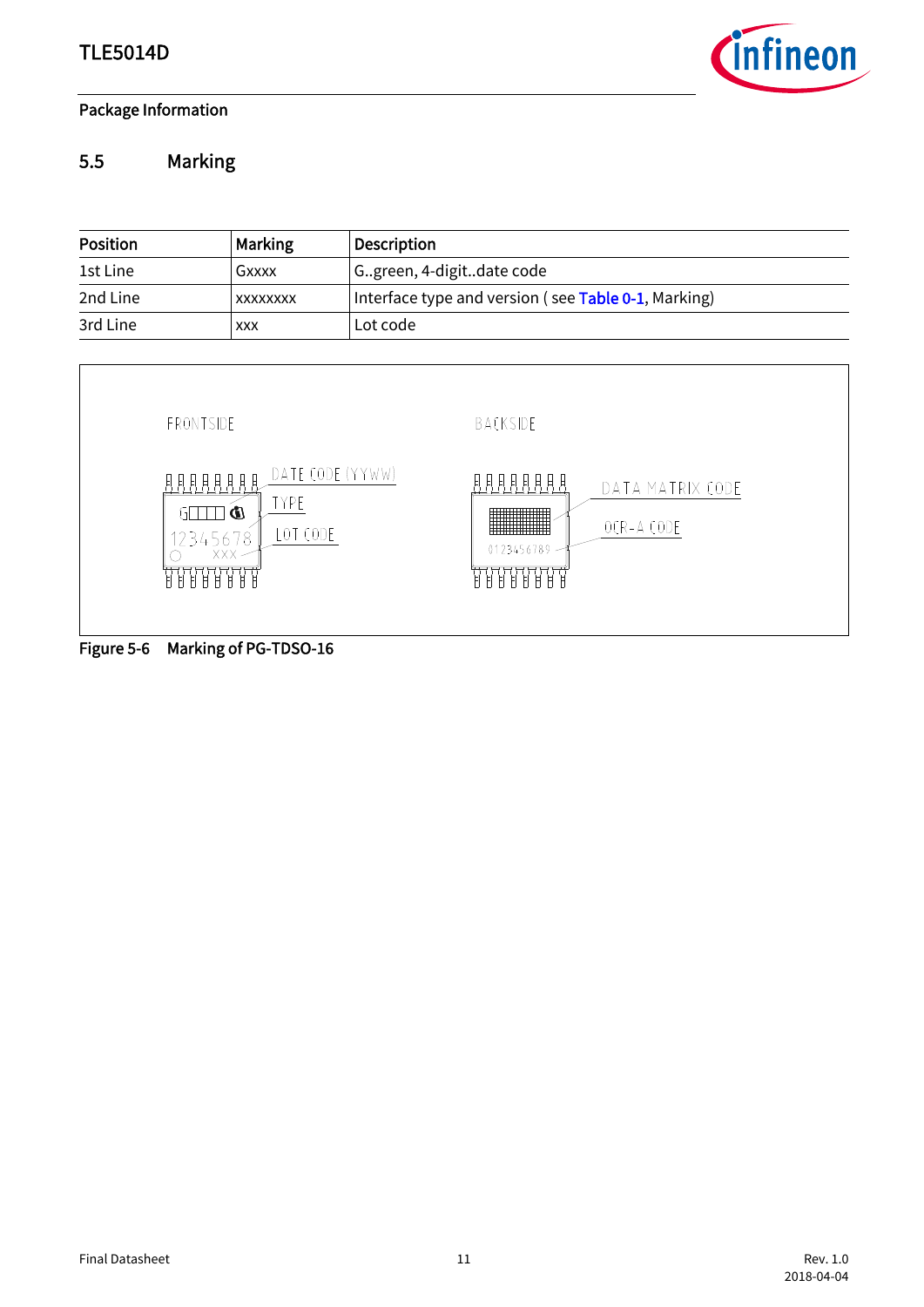## 5.5 Marking

| Position | Marking | Description |
|---|---|---|
| 1st Line | Gxxxx | G..green, 4-digit..date code |
| 2nd Line | xxxxxxxx | Interface type and version ( see Table 0-1, Marking) |
| 3rd Line | xxx | Lot code |

Figure 5-6 Marking of PG-TDSO-16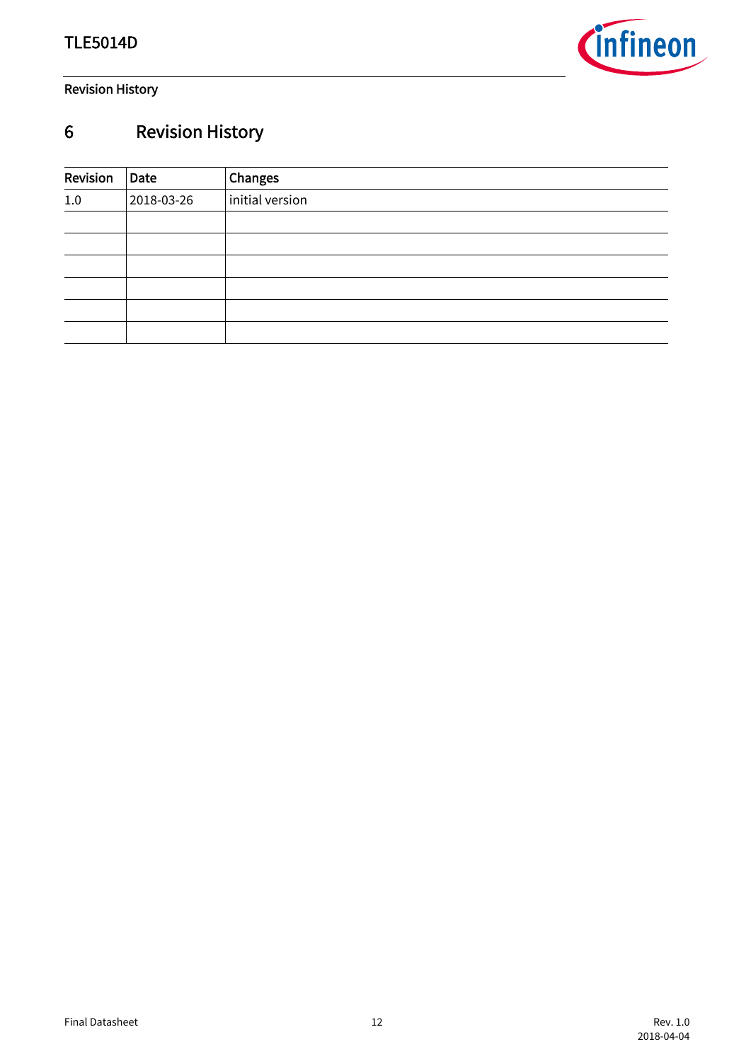# 6 Revision History

| Revision | Date | Changes |
|---|---|---|
| 1.0 | 2018-03-26 | initial version |
| | | |
| | | |
| | | |
| | | |
| | | |
| | | |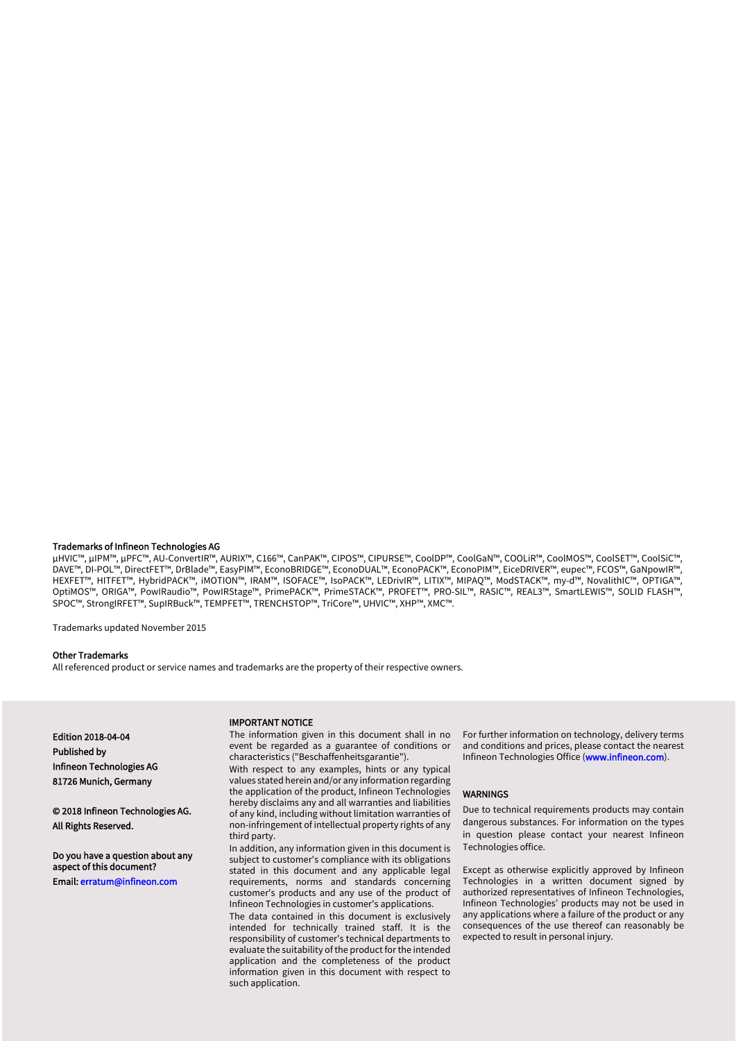**Trademarks of Infineon Technologies AG**

µHVIC™, µIPM™, µPFC™, AU-ConvertIR™, AURIX™, C166™, CanPAK™, CIPOS™, CIPURSE™, CoolDP™, CoolGaN™, COOLiR™, CoolMOS™, CoolSET™, CoolSiC™, DAVE™, DI-POL™, DirectFET™, DrBlade™, EasyPIM™, EconoBRIDGE™, EconoDUAL™, EconoPACK™, EconoPIM™, EiceDRIVER™, eupec™, FCOS™, GaNpowIR™, HEXFET™, HITFET™, HybridPACK™, iMOTION™, IRAM™, ISOFACE™, IsoPACK™, LEDrivIR™, LITIX™, MIPAQ™, ModSTACK™, my-d™, NovalithIC™, OPTIGA™, OptiMOS™, ORIGA™, PowIRaudio™, PowIRStage™, PrimePACK™, PrimeSTACK™, PROFET™, PRO-SIL™, RASIC™, REAL3™, SmartLEWIS™, SOLID FLASH™, SPOC™, StrongIRFET™, SupIRBuck™, TEMPFET™, TRENCHSTOP™, TriCore™, UHVIC™, XHP™, XMC™.

Trademarks updated November 2015

**Other Trademarks**

All referenced product or service names and trademarks are the property of their respective owners.

**Edition 2018-04-04**
**Published by**
**Infineon Technologies AG**
**81726 Munich, Germany**

**© 2018 Infineon Technologies AG.**
**All Rights Reserved.**

**Do you have a question about any aspect of this document?**
**Email:** erratum@infineon.com

**IMPORTANT NOTICE**

The information given in this document shall in no event be regarded as a guarantee of conditions or characteristics ("Beschaffenheitsgarantie").

With respect to any examples, hints or any typical values stated herein and/or any information regarding the application of the product, Infineon Technologies hereby disclaims any and all warranties and liabilities of any kind, including without limitation warranties of non-infringement of intellectual property rights of any third party.

In addition, any information given in this document is subject to customer's compliance with its obligations stated in this document and any applicable legal requirements, norms and standards concerning customer's products and any use of the product of Infineon Technologies in customer's applications.

The data contained in this document is exclusively intended for technically trained staff. It is the responsibility of customer's technical departments to evaluate the suitability of the product for the intended application and the completeness of the product information given in this document with respect to such application.

For further information on technology, delivery terms and conditions and prices, please contact the nearest Infineon Technologies Office (www.infineon.com).

**WARNINGS**

Due to technical requirements products may contain dangerous substances. For information on the types in question please contact your nearest Infineon Technologies office.

Except as otherwise explicitly approved by Infineon Technologies in a written document signed by authorized representatives of Infineon Technologies, Infineon Technologies' products may not be used in any applications where a failure of the product or any consequences of the use thereof can reasonably be expected to result in personal injury.